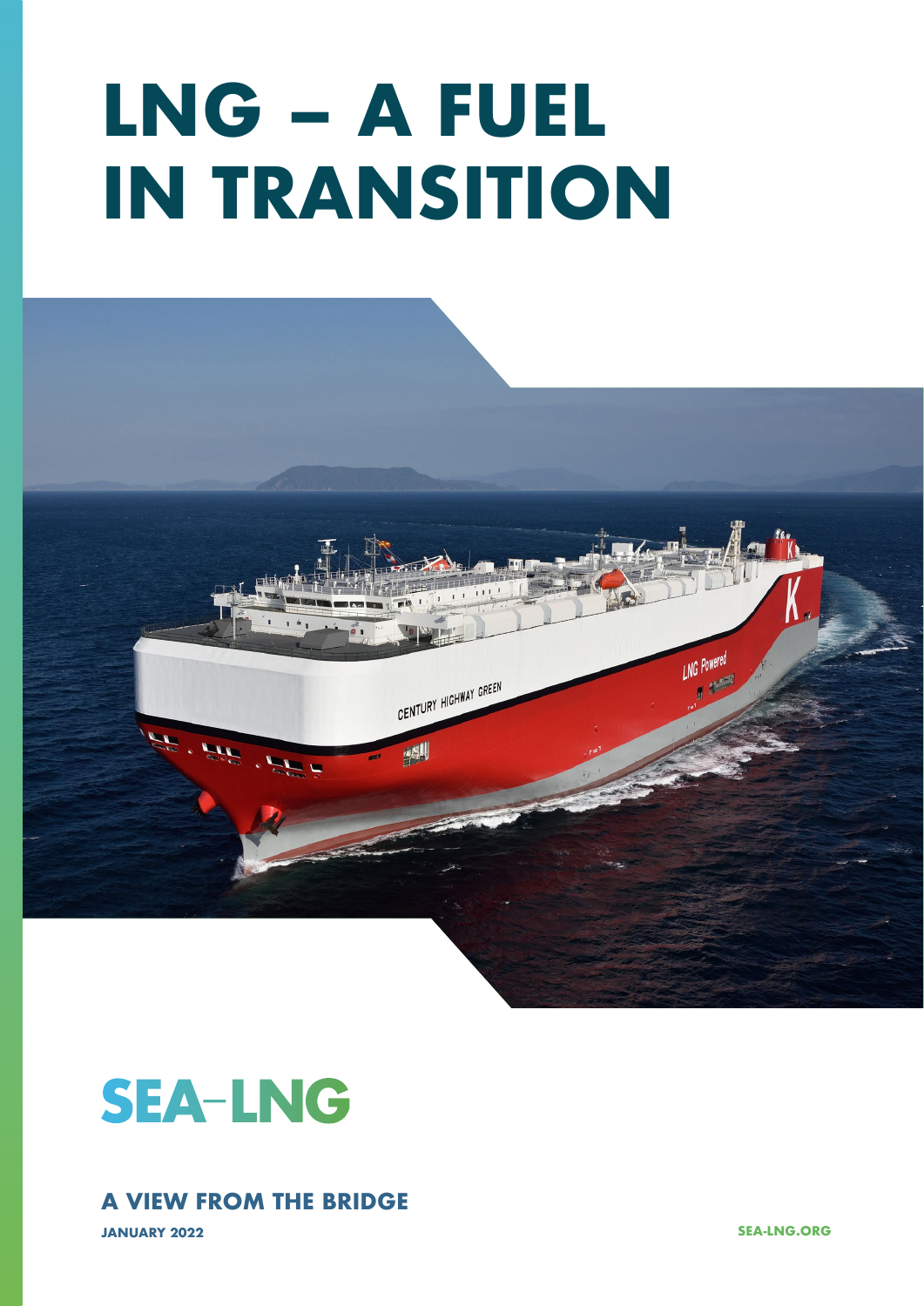# LNG – A FUEL IN TRANSITION

SEA-LNG

## A VIEW FROM THE BRIDGE

**JANUARY 2022**

**SEA-LNG.ORG**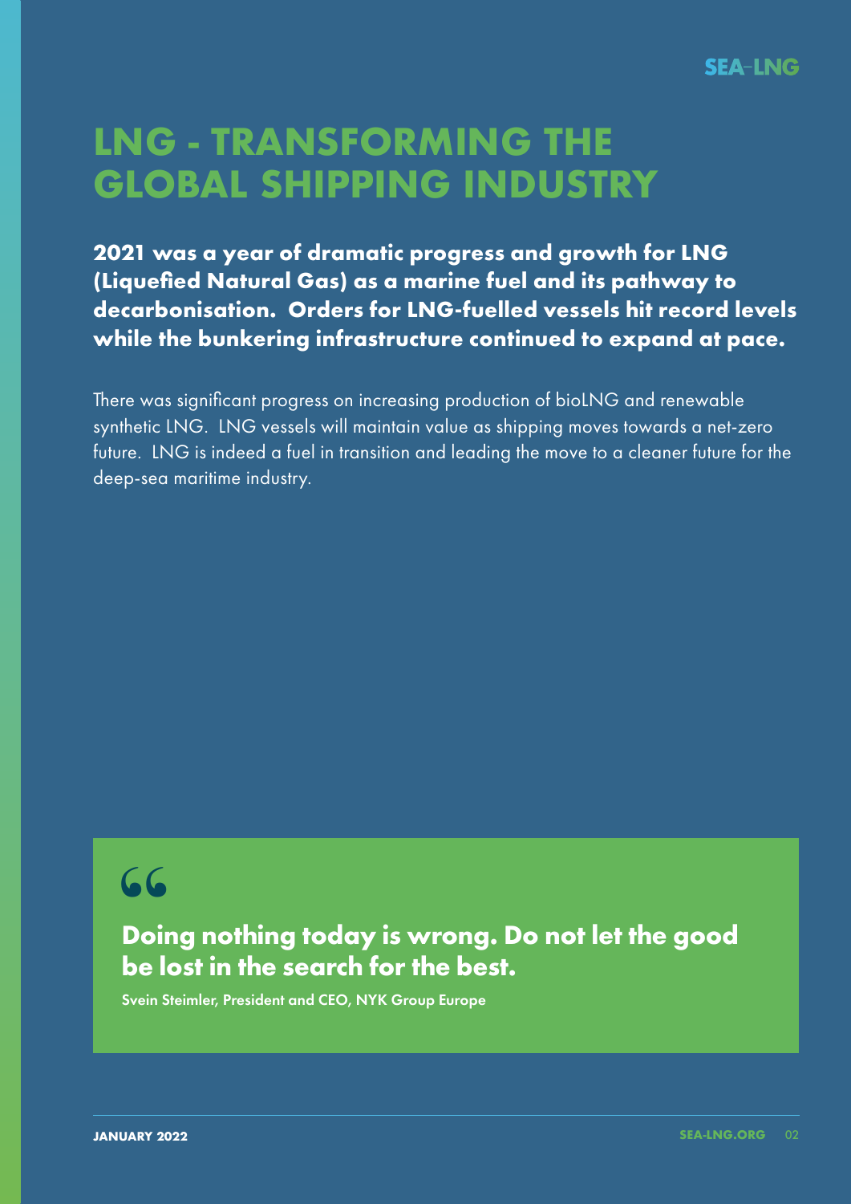# LNG - TRANSFORMING THE GLOBAL SHIPPING INDUSTRY

**2021 was a year of dramatic progress and growth for LNG (Liquefied Natural Gas) as a marine fuel and its pathway to decarbonisation. Orders for LNG-fuelled vessels hit record levels while the bunkering infrastructure continued to expand at pace.**

There was significant progress on increasing production of bioLNG and renewable synthetic LNG. LNG vessels will maintain value as shipping moves towards a net-zero future. LNG is indeed a fuel in transition and leading the move to a cleaner future for the deep-sea maritime industry.

> **Doing nothing today is wrong. Do not let the good be lost in the search for the best.**
>
> Svein Steimler, President and CEO, NYK Group Europe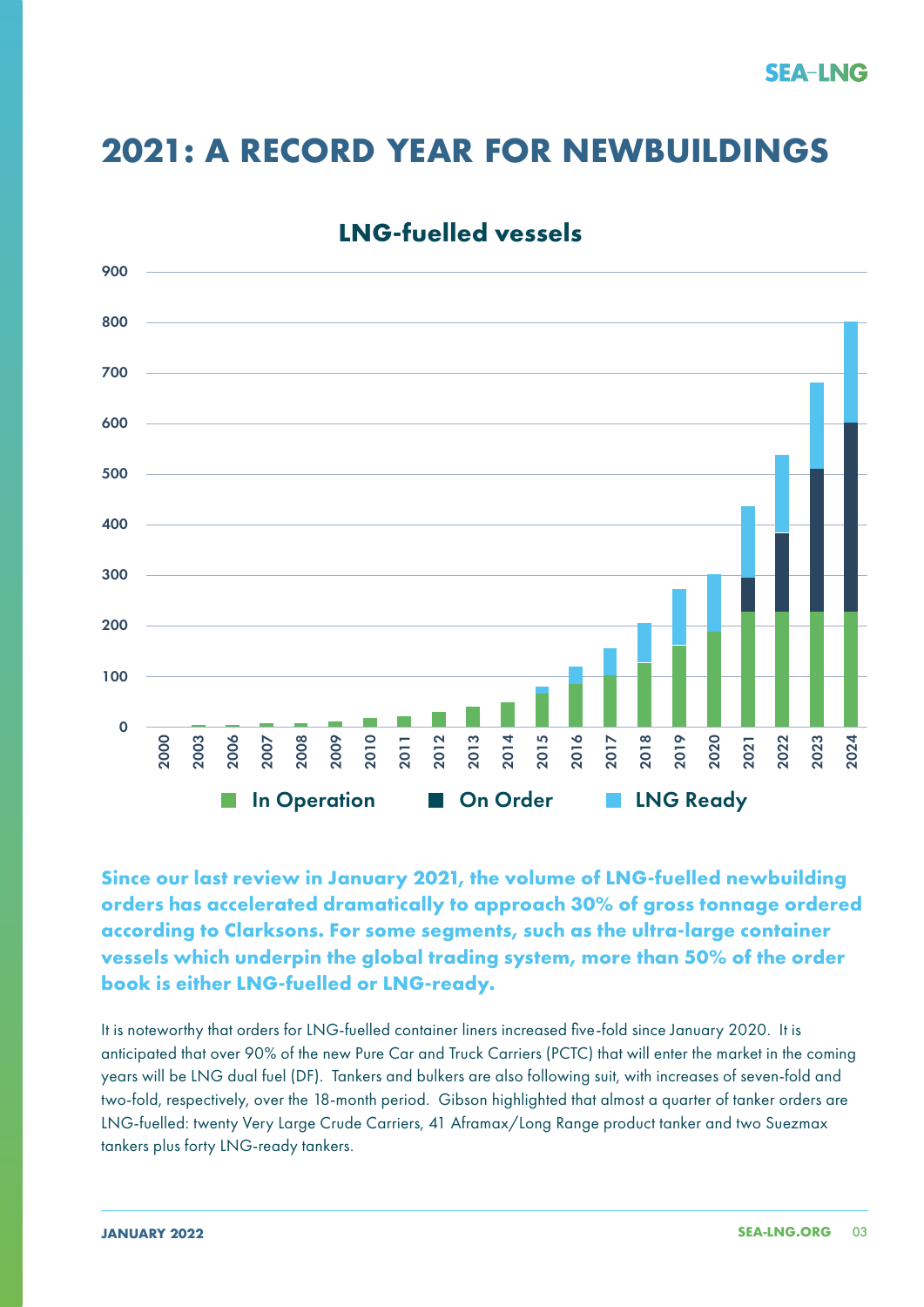# 2021: A RECORD YEAR FOR NEWBUILDINGS

## LNG-fuelled vessels

**Since our last review in January 2021, the volume of LNG-fuelled newbuilding orders has accelerated dramatically to approach 30% of gross tonnage ordered according to Clarksons. For some segments, such as the ultra-large container vessels which underpin the global trading system, more than 50% of the order book is either LNG-fuelled or LNG-ready.**

It is noteworthy that orders for LNG-fuelled container liners increased five-fold since January 2020. It is anticipated that over 90% of the new Pure Car and Truck Carriers (PCTC) that will enter the market in the coming years will be LNG dual fuel (DF). Tankers and bulkers are also following suit, with increases of seven-fold and two-fold, respectively, over the 18-month period. Gibson highlighted that almost a quarter of tanker orders are LNG-fuelled: twenty Very Large Crude Carriers, 41 Aframax/Long Range product tanker and two Suezmax tankers plus forty LNG-ready tankers.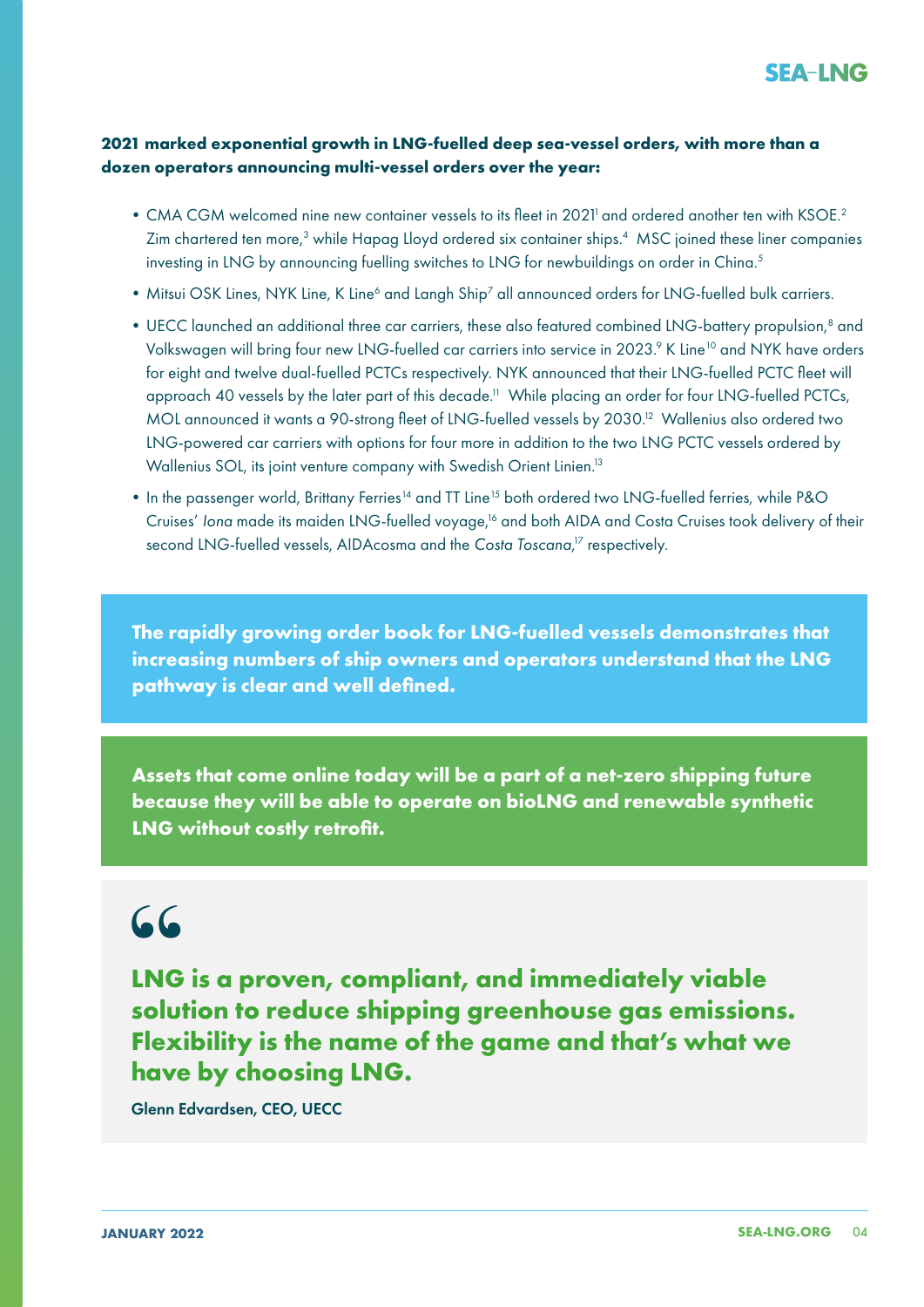**2021 marked exponential growth in LNG-fuelled deep sea-vessel orders, with more than a dozen operators announcing multi-vessel orders over the year:**

- CMA CGM welcomed nine new container vessels to its fleet in 2021[1] and ordered another ten with KSOE.[2] Zim chartered ten more,[3] while Hapag Lloyd ordered six container ships.[4] MSC joined these liner companies investing in LNG by announcing fuelling switches to LNG for newbuildings on order in China.[5]
- Mitsui OSK Lines, NYK Line, K Line[6] and Langh Ship[7] all announced orders for LNG-fuelled bulk carriers.
- UECC launched an additional three car carriers, these also featured combined LNG-battery propulsion,[8] and Volkswagen will bring four new LNG-fuelled car carriers into service in 2023.[9] K Line[10] and NYK have orders for eight and twelve dual-fuelled PCTCs respectively. NYK announced that their LNG-fuelled PCTC fleet will approach 40 vessels by the later part of this decade.[11] While placing an order for four LNG-fuelled PCTCs, MOL announced it wants a 90-strong fleet of LNG-fuelled vessels by 2030.[12] Wallenius also ordered two LNG-powered car carriers with options for four more in addition to the two LNG PCTC vessels ordered by Wallenius SOL, its joint venture company with Swedish Orient Linien.[13]
- In the passenger world, Brittany Ferries[14] and TT Line[15] both ordered two LNG-fuelled ferries, while P&O Cruises' *Iona* made its maiden LNG-fuelled voyage,[16] and both AIDA and Costa Cruises took delivery of their second LNG-fuelled vessels, AIDAcosma and the *Costa Toscana*,[17] respectively.

**The rapidly growing order book for LNG-fuelled vessels demonstrates that increasing numbers of ship owners and operators understand that the LNG pathway is clear and well defined.**

**Assets that come online today will be a part of a net-zero shipping future because they will be able to operate on bioLNG and renewable synthetic LNG without costly retrofit.**

> **LNG is a proven, compliant, and immediately viable solution to reduce shipping greenhouse gas emissions. Flexibility is the name of the game and that's what we have by choosing LNG.**
>
> Glenn Edvardsen, CEO, UECC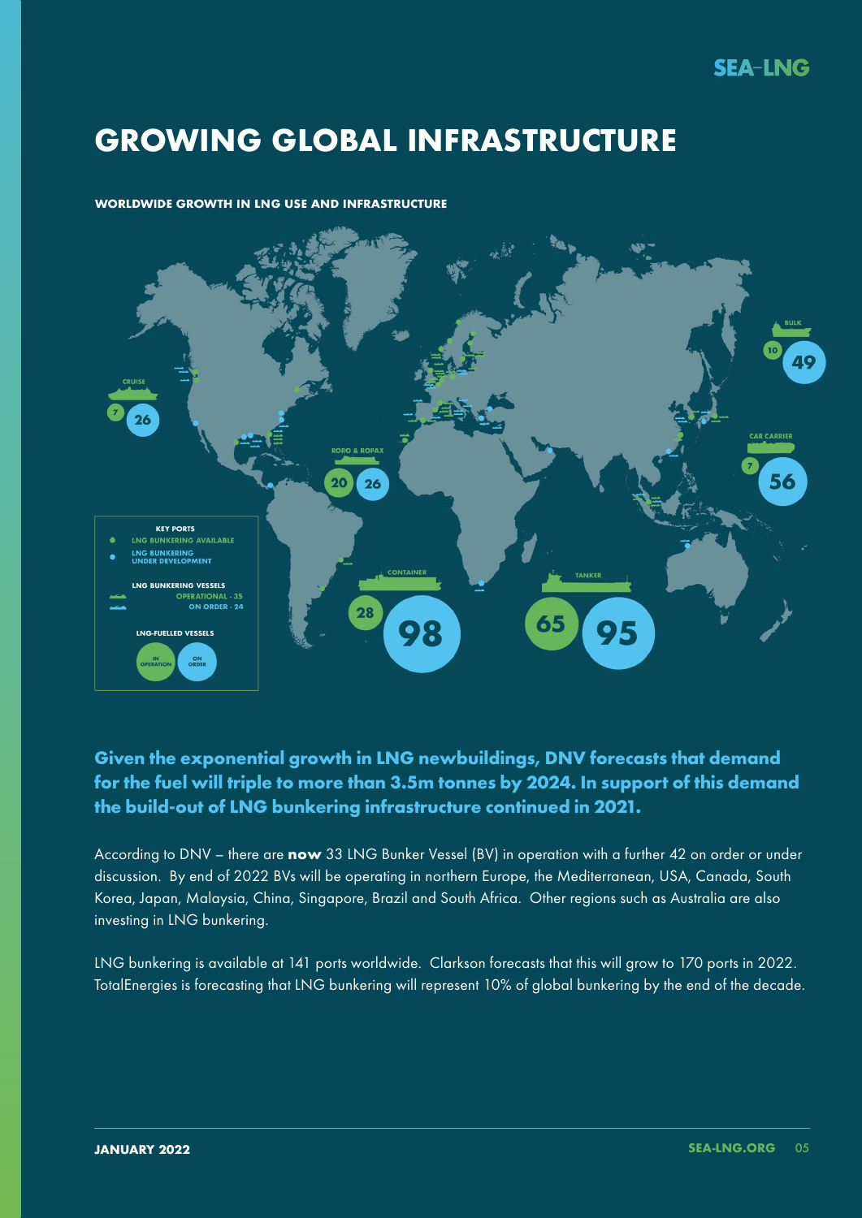# GROWING GLOBAL INFRASTRUCTURE

**WORLDWIDE GROWTH IN LNG USE AND INFRASTRUCTURE**

KEY PORTS
- LNG BUNKERING AVAILABLE
- LNG BUNKERING UNDER DEVELOPMENT

LNG BUNKERING VESSELS
- OPERATIONAL - 35
- ON ORDER - 24

LNG-FUELLED VESSELS
- IN OPERATION
- ON ORDER

| Vessel type | In operation | On order |
| --- | --- | --- |
| CRUISE | 7 | 26 |
| RORO & ROPAX | 20 | 26 |
| CONTAINER | 28 | 98 |
| TANKER | 65 | 95 |
| BULK | 10 | 49 |
| CAR CARRIER | 7 | 56 |

**Given the exponential growth in LNG newbuildings, DNV forecasts that demand for the fuel will triple to more than 3.5m tonnes by 2024. In support of this demand the build-out of LNG bunkering infrastructure continued in 2021.**

According to DNV – there are **now** 33 LNG Bunker Vessel (BV) in operation with a further 42 on order or under discussion. By end of 2022 BVs will be operating in northern Europe, the Mediterranean, USA, Canada, South Korea, Japan, Malaysia, China, Singapore, Brazil and South Africa. Other regions such as Australia are also investing in LNG bunkering.

LNG bunkering is available at 141 ports worldwide. Clarkson forecasts that this will grow to 170 ports in 2022. TotalEnergies is forecasting that LNG bunkering will represent 10% of global bunkering by the end of the decade.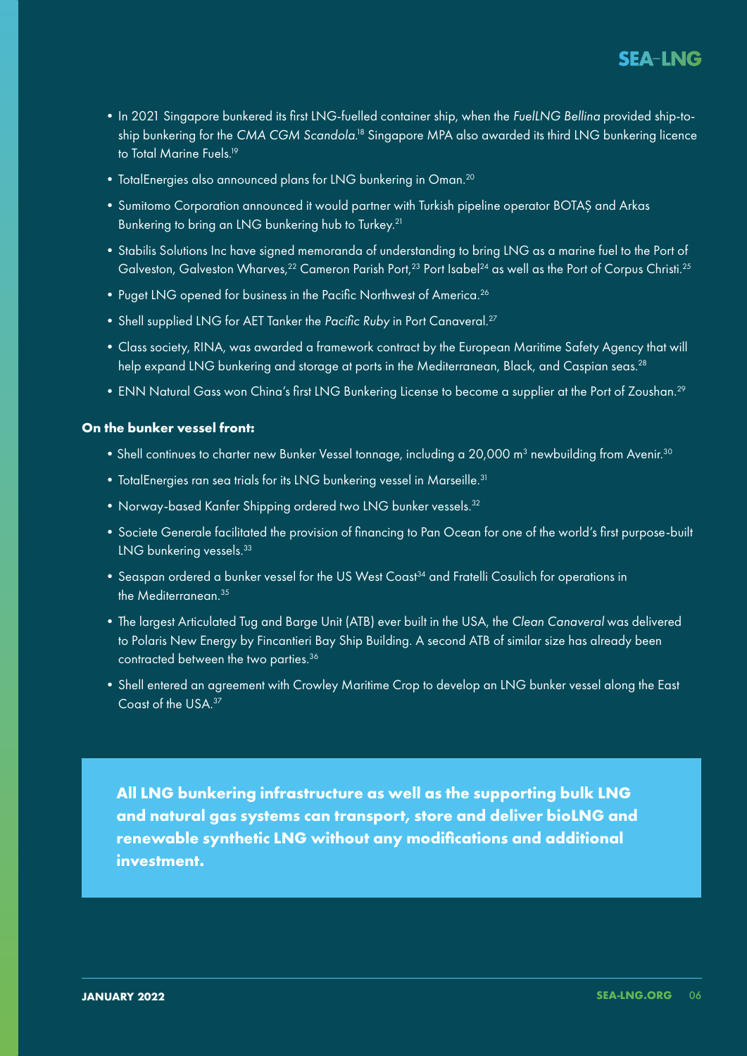- In 2021 Singapore bunkered its first LNG-fuelled container ship, when the *FuelLNG Bellina* provided ship-to-ship bunkering for the *CMA CGM Scandola*.[18] Singapore MPA also awarded its third LNG bunkering licence to Total Marine Fuels.[19]
- TotalEnergies also announced plans for LNG bunkering in Oman.[20]
- Sumitomo Corporation announced it would partner with Turkish pipeline operator BOTAŞ and Arkas Bunkering to bring an LNG bunkering hub to Turkey.[21]
- Stabilis Solutions Inc have signed memoranda of understanding to bring LNG as a marine fuel to the Port of Galveston, Galveston Wharves,[22] Cameron Parish Port,[23] Port Isabel[24] as well as the Port of Corpus Christi.[25]
- Puget LNG opened for business in the Pacific Northwest of America.[26]
- Shell supplied LNG for AET Tanker the *Pacific Ruby* in Port Canaveral.[27]
- Class society, RINA, was awarded a framework contract by the European Maritime Safety Agency that will help expand LNG bunkering and storage at ports in the Mediterranean, Black, and Caspian seas.[28]
- ENN Natural Gass won China's first LNG Bunkering License to become a supplier at the Port of Zoushan.[29]

**On the bunker vessel front:**

- Shell continues to charter new Bunker Vessel tonnage, including a 20,000 $m^3$ newbuilding from Avenir.[30]
- TotalEnergies ran sea trials for its LNG bunkering vessel in Marseille.[31]
- Norway-based Kanfer Shipping ordered two LNG bunker vessels.[32]
- Societe Generale facilitated the provision of financing to Pan Ocean for one of the world's first purpose-built LNG bunkering vessels.[33]
- Seaspan ordered a bunker vessel for the US West Coast[34] and Fratelli Cosulich for operations in the Mediterranean.[35]
- The largest Articulated Tug and Barge Unit (ATB) ever built in the USA, the *Clean Canaveral* was delivered to Polaris New Energy by Fincantieri Bay Ship Building. A second ATB of similar size has already been contracted between the two parties.[36]
- Shell entered an agreement with Crowley Maritime Crop to develop an LNG bunker vessel along the East Coast of the USA.[37]

**All LNG bunkering infrastructure as well as the supporting bulk LNG and natural gas systems can transport, store and deliver bioLNG and renewable synthetic LNG without any modifications and additional investment.**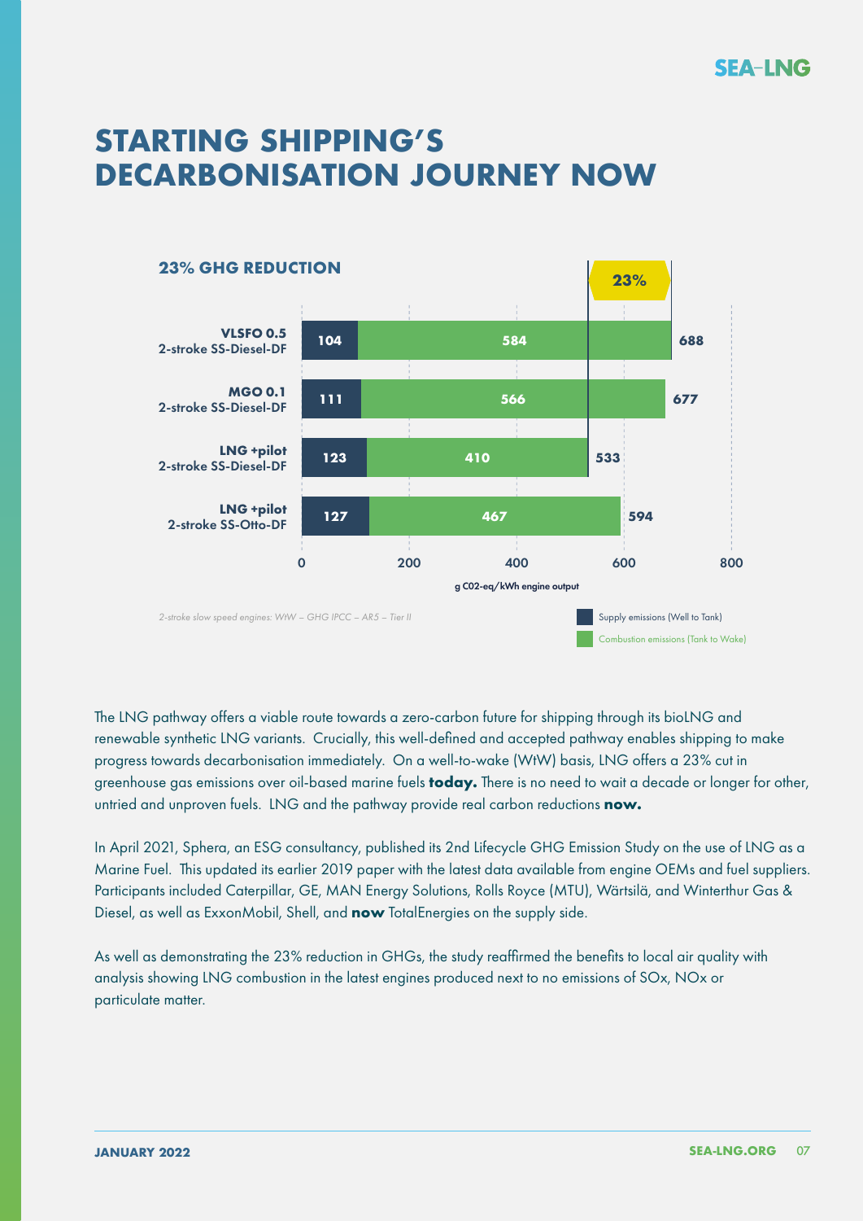# STARTING SHIPPING'S DECARBONISATION JOURNEY NOW

## 23% GHG REDUCTION

| Fuel / Engine | Supply emissions (Well to Tank) | Combustion emissions (Tank to Wake) | Total |
|---|---|---|---|
| VLSFO 0.5 2-stroke SS-Diesel-DF | 104 | 584 | 688 |
| MGO 0.1 2-stroke SS-Diesel-DF | 111 | 566 | 677 |
| LNG +pilot 2-stroke SS-Diesel-DF | 123 | 410 | 533 |
| LNG +pilot 2-stroke SS-Otto-DF | 127 | 467 | 594 |

g C02-eq/kWh engine output

*2-stroke slow speed engines: WtW – GHG IPCC – AR5 – Tier II*

The LNG pathway offers a viable route towards a zero-carbon future for shipping through its bioLNG and renewable synthetic LNG variants. Crucially, this well-defined and accepted pathway enables shipping to make progress towards decarbonisation immediately. On a well-to-wake (WtW) basis, LNG offers a 23% cut in greenhouse gas emissions over oil-based marine fuels **today.** There is no need to wait a decade or longer for other, untried and unproven fuels. LNG and the pathway provide real carbon reductions **now.**

In April 2021, Sphera, an ESG consultancy, published its 2nd Lifecycle GHG Emission Study on the use of LNG as a Marine Fuel. This updated its earlier 2019 paper with the latest data available from engine OEMs and fuel suppliers. Participants included Caterpillar, GE, MAN Energy Solutions, Rolls Royce (MTU), Wärtsilä, and Winterthur Gas & Diesel, as well as ExxonMobil, Shell, and **now** TotalEnergies on the supply side.

As well as demonstrating the 23% reduction in GHGs, the study reaffirmed the benefits to local air quality with analysis showing LNG combustion in the latest engines produced next to no emissions of SOx, NOx or particulate matter.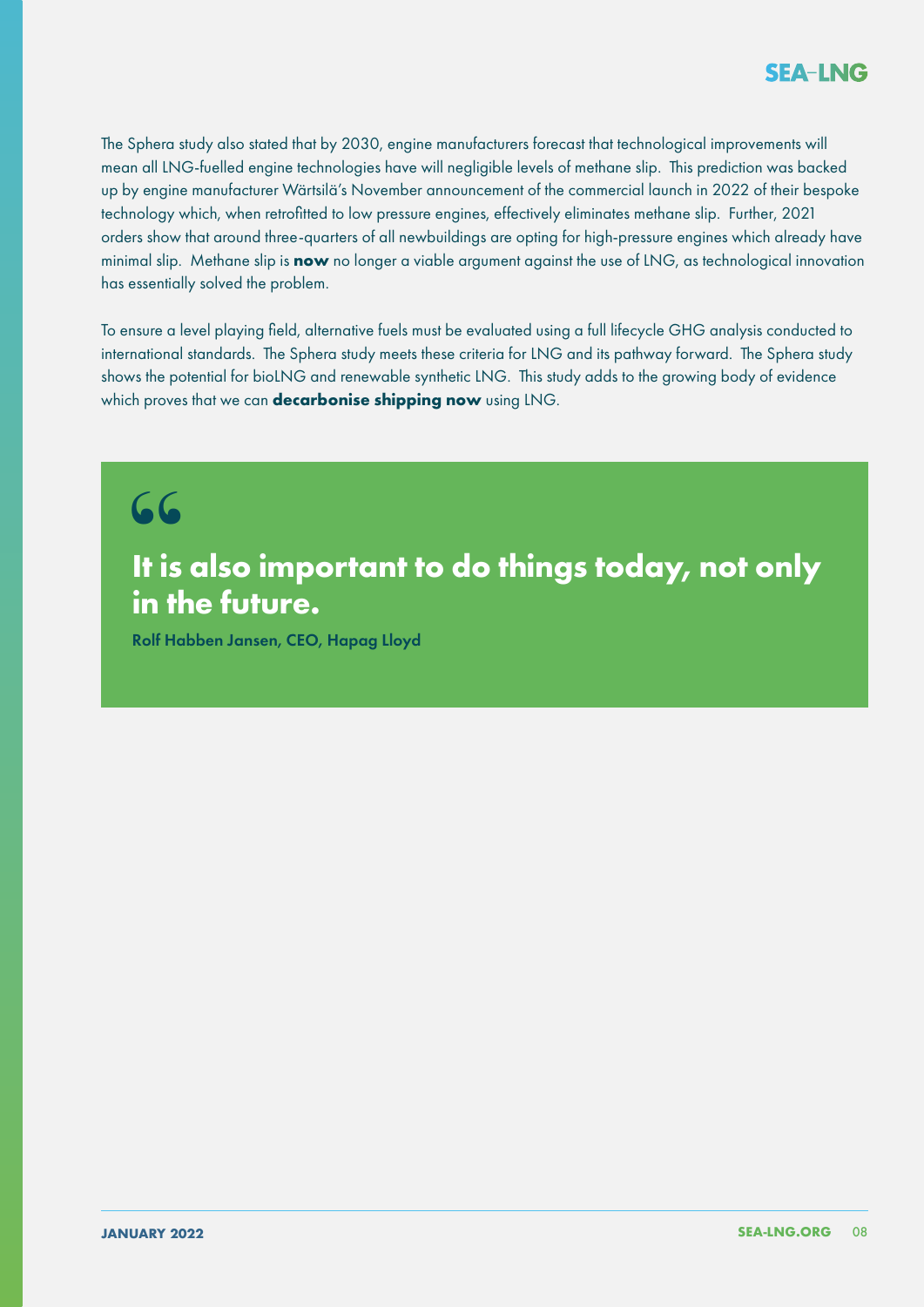The Sphera study also stated that by 2030, engine manufacturers forecast that technological improvements will mean all LNG-fuelled engine technologies have will negligible levels of methane slip. This prediction was backed up by engine manufacturer Wärtsilä's November announcement of the commercial launch in 2022 of their bespoke technology which, when retrofitted to low pressure engines, effectively eliminates methane slip. Further, 2021 orders show that around three-quarters of all newbuildings are opting for high-pressure engines which already have minimal slip. Methane slip is **now** no longer a viable argument against the use of LNG, as technological innovation has essentially solved the problem.

To ensure a level playing field, alternative fuels must be evaluated using a full lifecycle GHG analysis conducted to international standards. The Sphera study meets these criteria for LNG and its pathway forward. The Sphera study shows the potential for bioLNG and renewable synthetic LNG. This study adds to the growing body of evidence which proves that we can **decarbonise shipping now** using LNG.

> **It is also important to do things today, not only in the future.**
>
> **Rolf Habben Jansen, CEO, Hapag Lloyd**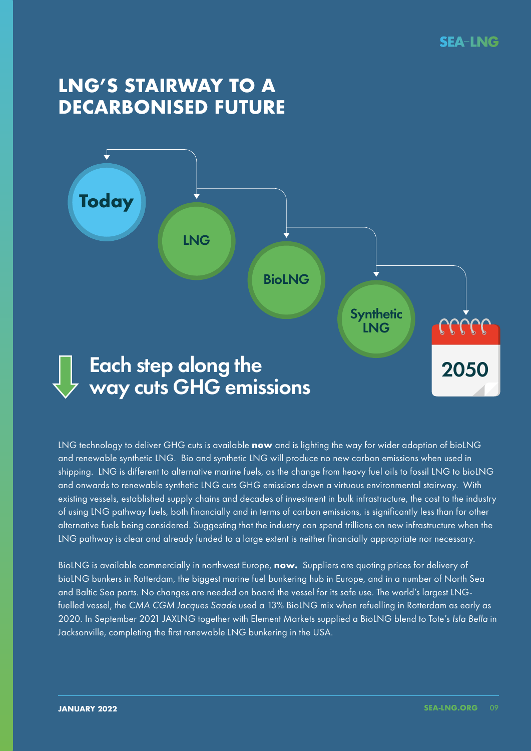# LNG'S STAIRWAY TO A DECARBONISED FUTURE

Today

LNG

BioLNG

Synthetic LNG

2050

## Each step along the way cuts GHG emissions

LNG technology to deliver GHG cuts is available **now** and is lighting the way for wider adoption of bioLNG and renewable synthetic LNG. Bio and synthetic LNG will produce no new carbon emissions when used in shipping. LNG is different to alternative marine fuels, as the change from heavy fuel oils to fossil LNG to bioLNG and onwards to renewable synthetic LNG cuts GHG emissions down a virtuous environmental stairway. With existing vessels, established supply chains and decades of investment in bulk infrastructure, the cost to the industry of using LNG pathway fuels, both financially and in terms of carbon emissions, is significantly less than for other alternative fuels being considered. Suggesting that the industry can spend trillions on new infrastructure when the LNG pathway is clear and already funded to a large extent is neither financially appropriate nor necessary.

BioLNG is available commercially in northwest Europe, **now.** Suppliers are quoting prices for delivery of bioLNG bunkers in Rotterdam, the biggest marine fuel bunkering hub in Europe, and in a number of North Sea and Baltic Sea ports. No changes are needed on board the vessel for its safe use. The world's largest LNG-fuelled vessel, the *CMA CGM Jacques Saade* used a 13% BioLNG mix when refuelling in Rotterdam as early as 2020. In September 2021 JAXLNG together with Element Markets supplied a BioLNG blend to Tote's *Isla Bella* in Jacksonville, completing the first renewable LNG bunkering in the USA.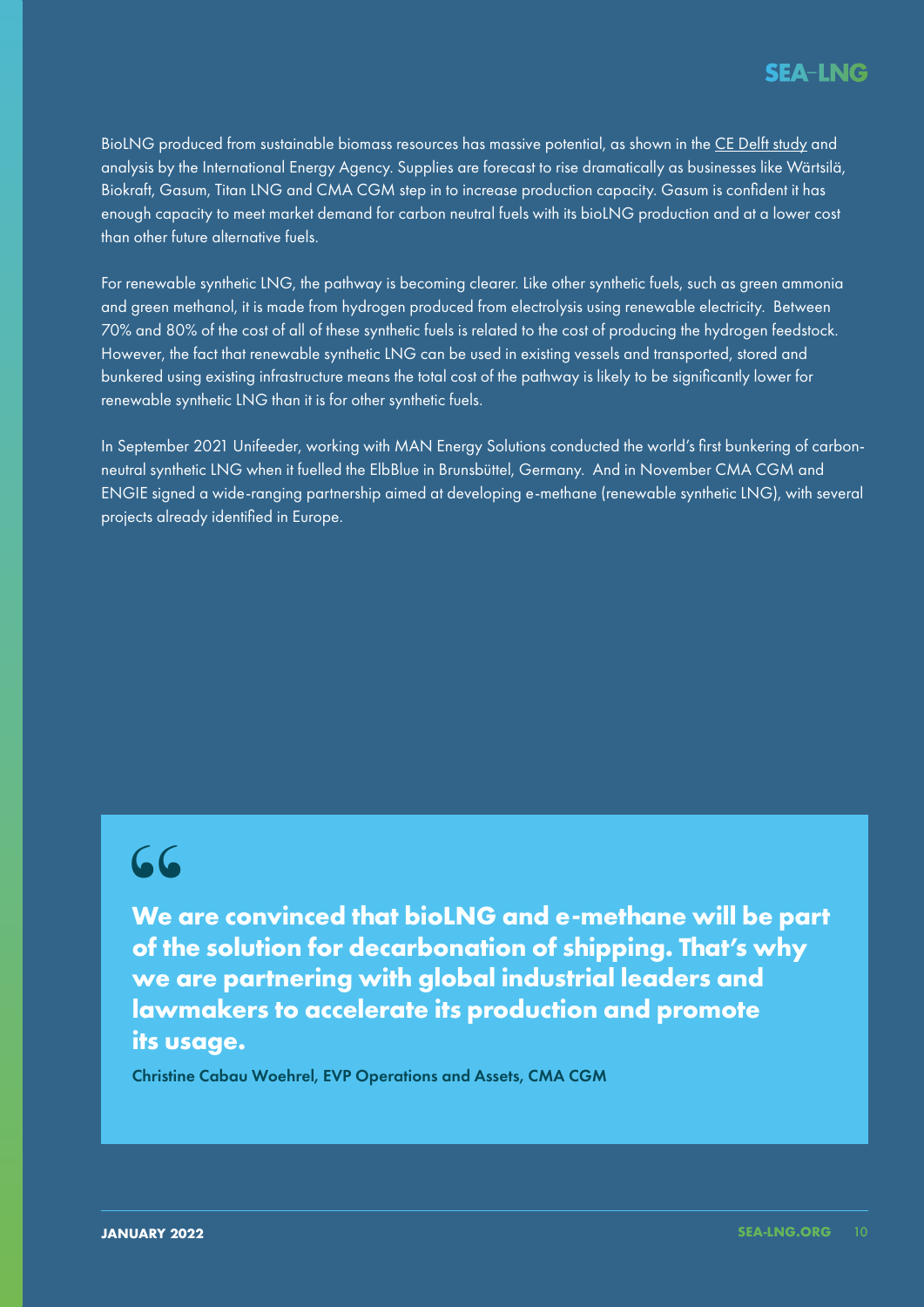BioLNG produced from sustainable biomass resources has massive potential, as shown in the CE Delft study and analysis by the International Energy Agency. Supplies are forecast to rise dramatically as businesses like Wärtsilä, Biokraft, Gasum, Titan LNG and CMA CGM step in to increase production capacity. Gasum is confident it has enough capacity to meet market demand for carbon neutral fuels with its bioLNG production and at a lower cost than other future alternative fuels.

For renewable synthetic LNG, the pathway is becoming clearer. Like other synthetic fuels, such as green ammonia and green methanol, it is made from hydrogen produced from electrolysis using renewable electricity. Between 70% and 80% of the cost of all of these synthetic fuels is related to the cost of producing the hydrogen feedstock. However, the fact that renewable synthetic LNG can be used in existing vessels and transported, stored and bunkered using existing infrastructure means the total cost of the pathway is likely to be significantly lower for renewable synthetic LNG than it is for other synthetic fuels.

In September 2021 Unifeeder, working with MAN Energy Solutions conducted the world's first bunkering of carbon-neutral synthetic LNG when it fuelled the ElbBlue in Brunsbüttel, Germany. And in November CMA CGM and ENGIE signed a wide-ranging partnership aimed at developing e-methane (renewable synthetic LNG), with several projects already identified in Europe.

> **We are convinced that bioLNG and e-methane will be part of the solution for decarbonation of shipping. That's why we are partnering with global industrial leaders and lawmakers to accelerate its production and promote its usage.**
>
> Christine Cabau Woehrel, EVP Operations and Assets, CMA CGM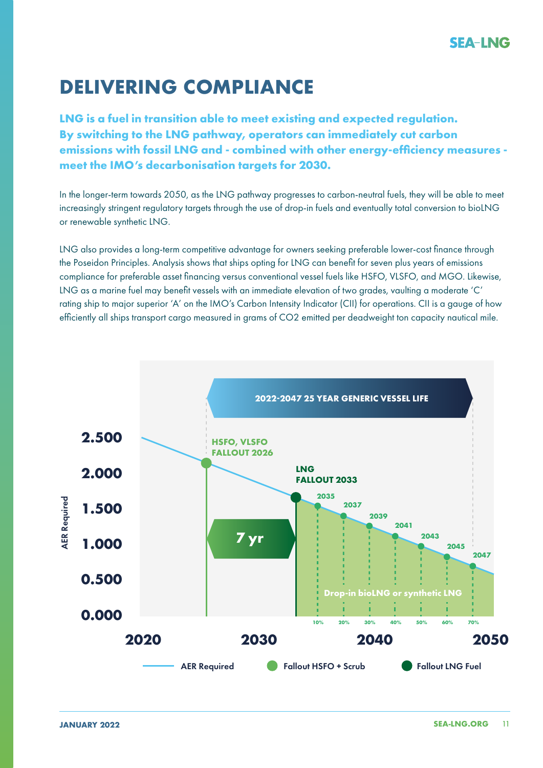# DELIVERING COMPLIANCE

**LNG is a fuel in transition able to meet existing and expected regulation. By switching to the LNG pathway, operators can immediately cut carbon emissions with fossil LNG and - combined with other energy-efficiency measures - meet the IMO's decarbonisation targets for 2030.**

In the longer-term towards 2050, as the LNG pathway progresses to carbon-neutral fuels, they will be able to meet increasingly stringent regulatory targets through the use of drop-in fuels and eventually total conversion to bioLNG or renewable synthetic LNG.

LNG also provides a long-term competitive advantage for owners seeking preferable lower-cost finance through the Poseidon Principles. Analysis shows that ships opting for LNG can benefit for seven plus years of emissions compliance for preferable asset financing versus conventional vessel fuels like HSFO, VLSFO, and MGO. Likewise, LNG as a marine fuel may benefit vessels with an immediate elevation of two grades, vaulting a moderate 'C' rating ship to major superior 'A' on the IMO's Carbon Intensity Indicator (CII) for operations. CII is a gauge of how efficiently all ships transport cargo measured in grams of $CO_2$ emitted per deadweight ton capacity nautical mile.

2022-2047 25 YEAR GENERIC VESSEL LIFE

HSFO, VLSFO FALLOUT 2026

LNG FALLOUT 2033

7 yr

Drop-in bioLNG or synthetic LNG

| Year | 2035 | 2037 | 2039 | 2041 | 2043 | 2045 | 2047 |
|---|---|---|---|---|---|---|---|
| Drop-in share | 10% | 20% | 30% | 40% | 50% | 60% | 70% |

AER Required (y-axis: 0.000 – 2.500; x-axis: 2020 – 2050)

Legend: AER Required — Fallout HSFO + Scrub — Fallout LNG Fuel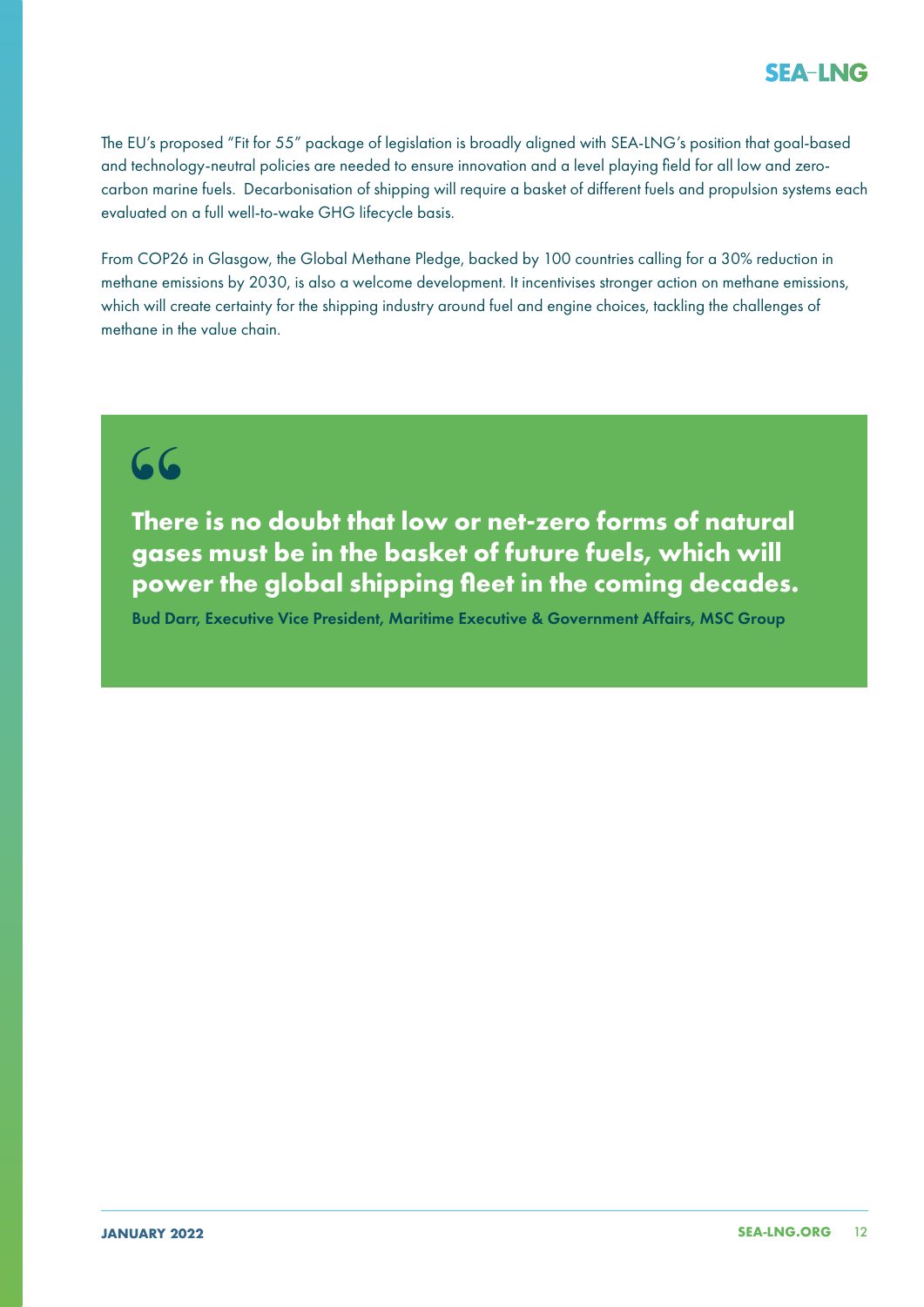The EU's proposed "Fit for 55" package of legislation is broadly aligned with SEA-LNG's position that goal-based and technology-neutral policies are needed to ensure innovation and a level playing field for all low and zero-carbon marine fuels. Decarbonisation of shipping will require a basket of different fuels and propulsion systems each evaluated on a full well-to-wake GHG lifecycle basis.

From COP26 in Glasgow, the Global Methane Pledge, backed by 100 countries calling for a 30% reduction in methane emissions by 2030, is also a welcome development. It incentivises stronger action on methane emissions, which will create certainty for the shipping industry around fuel and engine choices, tackling the challenges of methane in the value chain.

> **There is no doubt that low or net-zero forms of natural gases must be in the basket of future fuels, which will power the global shipping fleet in the coming decades.**
>
> **Bud Darr, Executive Vice President, Maritime Executive & Government Affairs, MSC Group**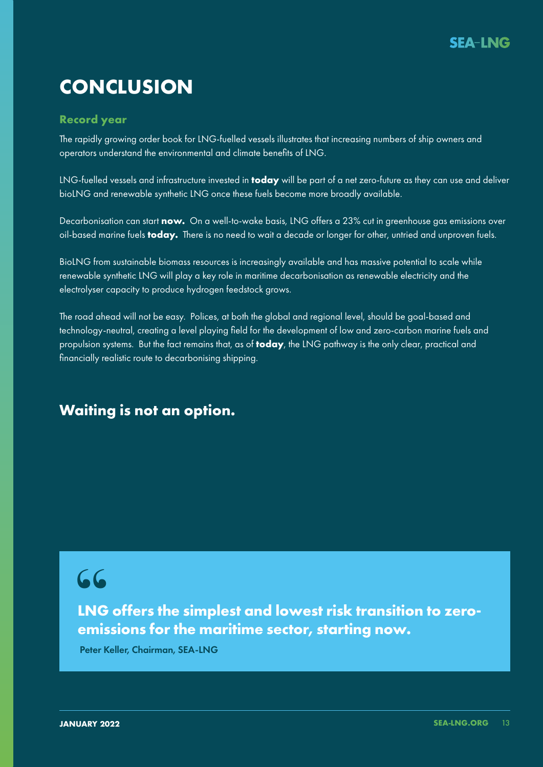# CONCLUSION

## Record year

The rapidly growing order book for LNG-fuelled vessels illustrates that increasing numbers of ship owners and operators understand the environmental and climate benefits of LNG.

LNG-fuelled vessels and infrastructure invested in **today** will be part of a net zero-future as they can use and deliver bioLNG and renewable synthetic LNG once these fuels become more broadly available.

Decarbonisation can start **now.** On a well-to-wake basis, LNG offers a 23% cut in greenhouse gas emissions over oil-based marine fuels **today.** There is no need to wait a decade or longer for other, untried and unproven fuels.

BioLNG from sustainable biomass resources is increasingly available and has massive potential to scale while renewable synthetic LNG will play a key role in maritime decarbonisation as renewable electricity and the electrolyser capacity to produce hydrogen feedstock grows.

The road ahead will not be easy. Polices, at both the global and regional level, should be goal-based and technology-neutral, creating a level playing field for the development of low and zero-carbon marine fuels and propulsion systems. But the fact remains that, as of **today**, the LNG pathway is the only clear, practical and financially realistic route to decarbonising shipping.

## Waiting is not an option.

> **LNG offers the simplest and lowest risk transition to zero-emissions for the maritime sector, starting now.**
>
> Peter Keller, Chairman, SEA-LNG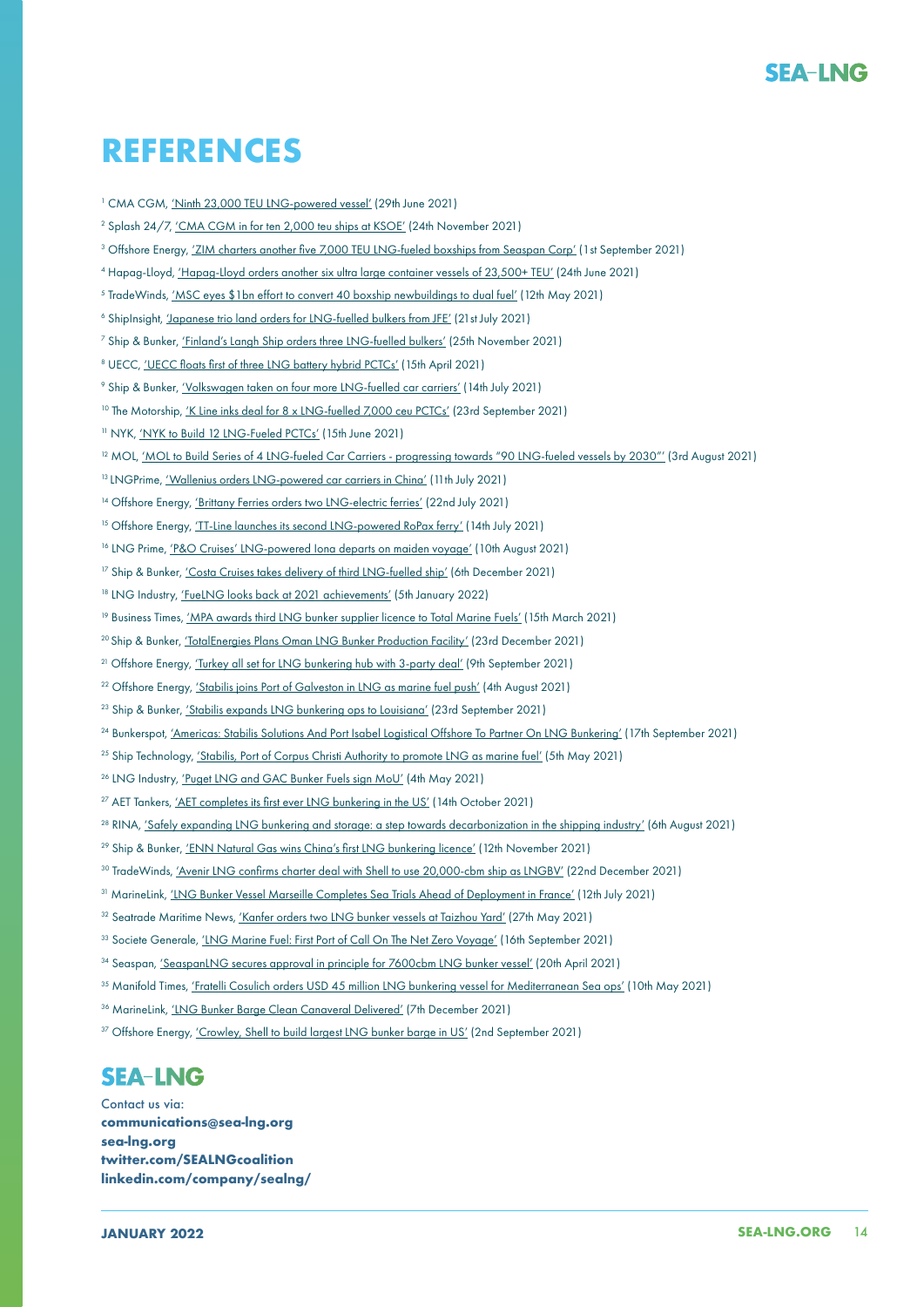# REFERENCES

[1] CMA CGM, 'Ninth 23,000 TEU LNG-powered vessel' (29th June 2021)

[2] Splash 24/7, 'CMA CGM in for ten 2,000 teu ships at KSOE' (24th November 2021)

[3] Offshore Energy, 'ZIM charters another five 7,000 TEU LNG-fueled boxships from Seaspan Corp' (1st September 2021)

[4] Hapag-Lloyd, 'Hapag-Lloyd orders another six ultra large container vessels of 23,500+ TEU' (24th June 2021)

[5] TradeWinds, 'MSC eyes $1bn effort to convert 40 boxship newbuildings to dual fuel' (12th May 2021)

[6] ShipInsight, 'Japanese trio land orders for LNG-fuelled bulkers from JFE' (21st July 2021)

[7] Ship & Bunker, 'Finland's Langh Ship orders three LNG-fuelled bulkers' (25th November 2021)

[8] UECC, 'UECC floats first of three LNG battery hybrid PCTCs' (15th April 2021)

[9] Ship & Bunker, 'Volkswagen taken on four more LNG-fuelled car carriers' (14th July 2021)

[10] The Motorship, 'K Line inks deal for 8 x LNG-fuelled 7,000 ceu PCTCs' (23rd September 2021)

[11] NYK, 'NYK to Build 12 LNG-Fueled PCTCs' (15th June 2021)

[12] MOL, 'MOL to Build Series of 4 LNG-fueled Car Carriers - progressing towards "90 LNG-fueled vessels by 2030"' (3rd August 2021)

[13] LNGPrime, 'Wallenius orders LNG-powered car carriers in China' (11th July 2021)

[14] Offshore Energy, 'Brittany Ferries orders two LNG-electric ferries' (22nd July 2021)

[15] Offshore Energy, 'TT-Line launches its second LNG-powered RoPax ferry' (14th July 2021)

[16] LNG Prime, 'P&O Cruises' LNG-powered Iona departs on maiden voyage' (10th August 2021)

[17] Ship & Bunker, 'Costa Cruises takes delivery of third LNG-fuelled ship' (6th December 2021)

[18] LNG Industry, 'FueLNG looks back at 2021 achievements' (5th January 2022)

[19] Business Times, 'MPA awards third LNG bunker supplier licence to Total Marine Fuels' (15th March 2021)

[20] Ship & Bunker, 'TotalEnergies Plans Oman LNG Bunker Production Facility' (23rd December 2021)

[21] Offshore Energy, 'Turkey all set for LNG bunkering hub with 3-party deal' (9th September 2021)

[22] Offshore Energy, 'Stabilis joins Port of Galveston in LNG as marine fuel push' (4th August 2021)

[23] Ship & Bunker, 'Stabilis expands LNG bunkering ops to Louisiana' (23rd September 2021)

[24] Bunkerspot, 'Americas: Stabilis Solutions And Port Isabel Logistical Offshore To Partner On LNG Bunkering' (17th September 2021)

[25] Ship Technology, 'Stabilis, Port of Corpus Christi Authority to promote LNG as marine fuel' (5th May 2021)

[26] LNG Industry, 'Puget LNG and GAC Bunker Fuels sign MoU' (4th May 2021)

[27] AET Tankers, 'AET completes its first ever LNG bunkering in the US' (14th October 2021)

[28] RINA, 'Safely expanding LNG bunkering and storage: a step towards decarbonization in the shipping industry' (6th August 2021)

[29] Ship & Bunker, 'ENN Natural Gas wins China's first LNG bunkering licence' (12th November 2021)

[30] TradeWinds, 'Avenir LNG confirms charter deal with Shell to use 20,000-cbm ship as LNGBV' (22nd December 2021)

[31] MarineLink, 'LNG Bunker Vessel Marseille Completes Sea Trials Ahead of Deployment in France' (12th July 2021)

[32] Seatrade Maritime News, 'Kanfer orders two LNG bunker vessels at Taizhou Yard' (27th May 2021)

[33] Societe Generale, 'LNG Marine Fuel: First Port of Call On The Net Zero Voyage' (16th September 2021)

[34] Seaspan, 'SeaspanLNG secures approval in principle for 7600cbm LNG bunker vessel' (20th April 2021)

[35] Manifold Times, 'Fratelli Cosulich orders USD 45 million LNG bunkering vessel for Mediterranean Sea ops' (10th May 2021)

[36] MarineLink, 'LNG Bunker Barge Clean Canaveral Delivered' (7th December 2021)

[37] Offshore Energy, 'Crowley, Shell to build largest LNG bunker barge in US' (2nd September 2021)

## SEA-LNG

Contact us via:
**communications@sea-lng.org**
**sea-lng.org**
**twitter.com/SEALNGcoalition**
**linkedin.com/company/sealng/**

**JANUARY 2022**